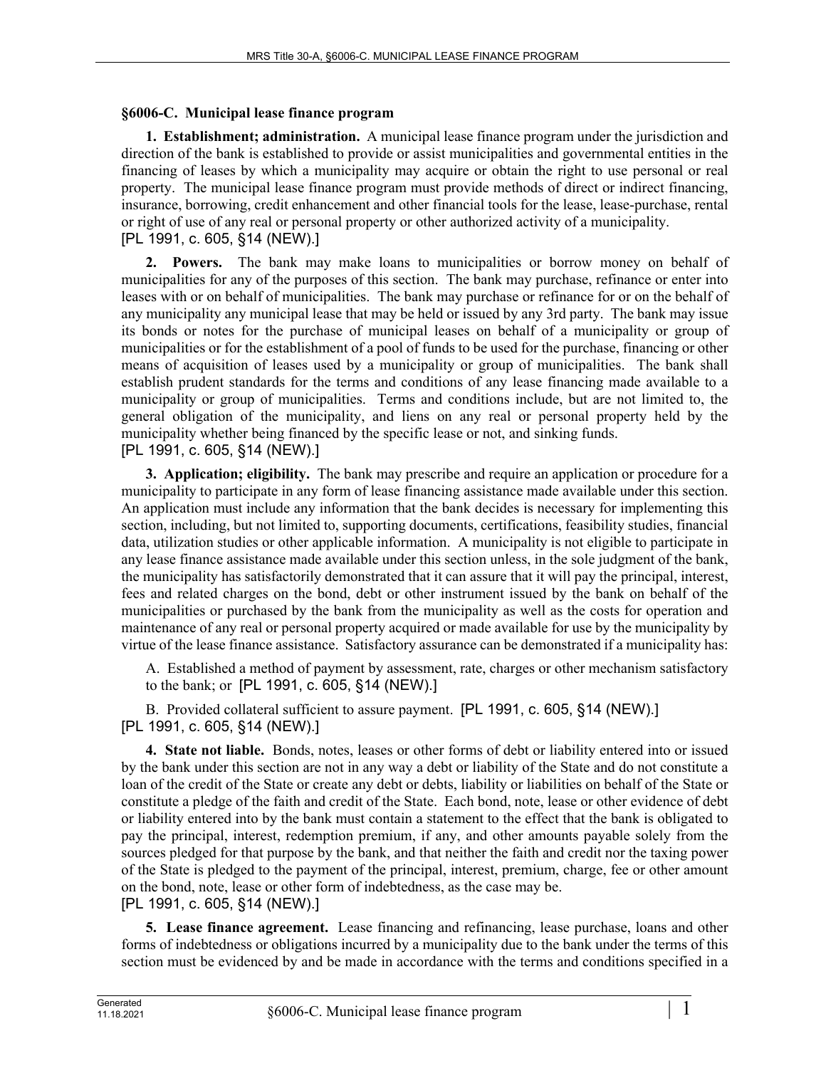**§6006-C. Municipal lease finance program**

**1. Establishment; administration.** A municipal lease finance program under the jurisdiction and direction of the bank is established to provide or assist municipalities and governmental entities in the financing of leases by which a municipality may acquire or obtain the right to use personal or real property. The municipal lease finance program must provide methods of direct or indirect financing, insurance, borrowing, credit enhancement and other financial tools for the lease, lease-purchase, rental or right of use of any real or personal property or other authorized activity of a municipality.
[PL 1991, c. 605, §14 (NEW).]

**2. Powers.** The bank may make loans to municipalities or borrow money on behalf of municipalities for any of the purposes of this section. The bank may purchase, refinance or enter into leases with or on behalf of municipalities. The bank may purchase or refinance for or on the behalf of any municipality any municipal lease that may be held or issued by any 3rd party. The bank may issue its bonds or notes for the purchase of municipal leases on behalf of a municipality or group of municipalities or for the establishment of a pool of funds to be used for the purchase, financing or other means of acquisition of leases used by a municipality or group of municipalities. The bank shall establish prudent standards for the terms and conditions of any lease financing made available to a municipality or group of municipalities. Terms and conditions include, but are not limited to, the general obligation of the municipality, and liens on any real or personal property held by the municipality whether being financed by the specific lease or not, and sinking funds.
[PL 1991, c. 605, §14 (NEW).]

**3. Application; eligibility.** The bank may prescribe and require an application or procedure for a municipality to participate in any form of lease financing assistance made available under this section. An application must include any information that the bank decides is necessary for implementing this section, including, but not limited to, supporting documents, certifications, feasibility studies, financial data, utilization studies or other applicable information. A municipality is not eligible to participate in any lease finance assistance made available under this section unless, in the sole judgment of the bank, the municipality has satisfactorily demonstrated that it can assure that it will pay the principal, interest, fees and related charges on the bond, debt or other instrument issued by the bank on behalf of the municipalities or purchased by the bank from the municipality as well as the costs for operation and maintenance of any real or personal property acquired or made available for use by the municipality by virtue of the lease finance assistance. Satisfactory assurance can be demonstrated if a municipality has:

A. Established a method of payment by assessment, rate, charges or other mechanism satisfactory to the bank; or [PL 1991, c. 605, §14 (NEW).]

B. Provided collateral sufficient to assure payment. [PL 1991, c. 605, §14 (NEW).]
[PL 1991, c. 605, §14 (NEW).]

**4. State not liable.** Bonds, notes, leases or other forms of debt or liability entered into or issued by the bank under this section are not in any way a debt or liability of the State and do not constitute a loan of the credit of the State or create any debt or debts, liability or liabilities on behalf of the State or constitute a pledge of the faith and credit of the State. Each bond, note, lease or other evidence of debt or liability entered into by the bank must contain a statement to the effect that the bank is obligated to pay the principal, interest, redemption premium, if any, and other amounts payable solely from the sources pledged for that purpose by the bank, and that neither the faith and credit nor the taxing power of the State is pledged to the payment of the principal, interest, premium, charge, fee or other amount on the bond, note, lease or other form of indebtedness, as the case may be.
[PL 1991, c. 605, §14 (NEW).]

**5. Lease finance agreement.** Lease financing and refinancing, lease purchase, loans and other forms of indebtedness or obligations incurred by a municipality due to the bank under the terms of this section must be evidenced by and be made in accordance with the terms and conditions specified in a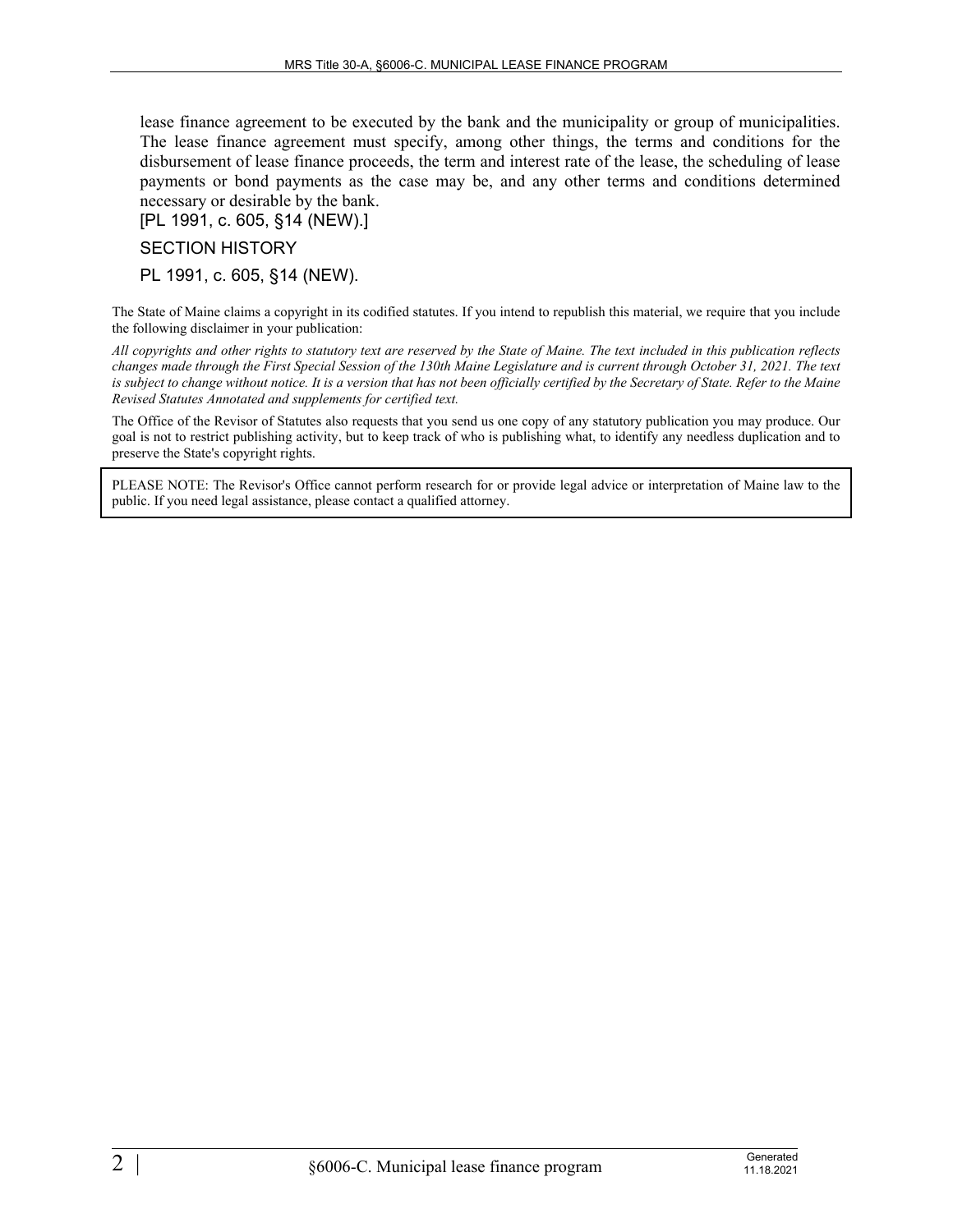lease finance agreement to be executed by the bank and the municipality or group of municipalities. The lease finance agreement must specify, among other things, the terms and conditions for the disbursement of lease finance proceeds, the term and interest rate of the lease, the scheduling of lease payments or bond payments as the case may be, and any other terms and conditions determined necessary or desirable by the bank.

[PL 1991, c. 605, §14 (NEW).]

SECTION HISTORY

PL 1991, c. 605, §14 (NEW).

The State of Maine claims a copyright in its codified statutes. If you intend to republish this material, we require that you include the following disclaimer in your publication:

*All copyrights and other rights to statutory text are reserved by the State of Maine. The text included in this publication reflects changes made through the First Special Session of the 130th Maine Legislature and is current through October 31, 2021. The text is subject to change without notice. It is a version that has not been officially certified by the Secretary of State. Refer to the Maine Revised Statutes Annotated and supplements for certified text.*

The Office of the Revisor of Statutes also requests that you send us one copy of any statutory publication you may produce. Our goal is not to restrict publishing activity, but to keep track of who is publishing what, to identify any needless duplication and to preserve the State's copyright rights.

PLEASE NOTE: The Revisor's Office cannot perform research for or provide legal advice or interpretation of Maine law to the public. If you need legal assistance, please contact a qualified attorney.